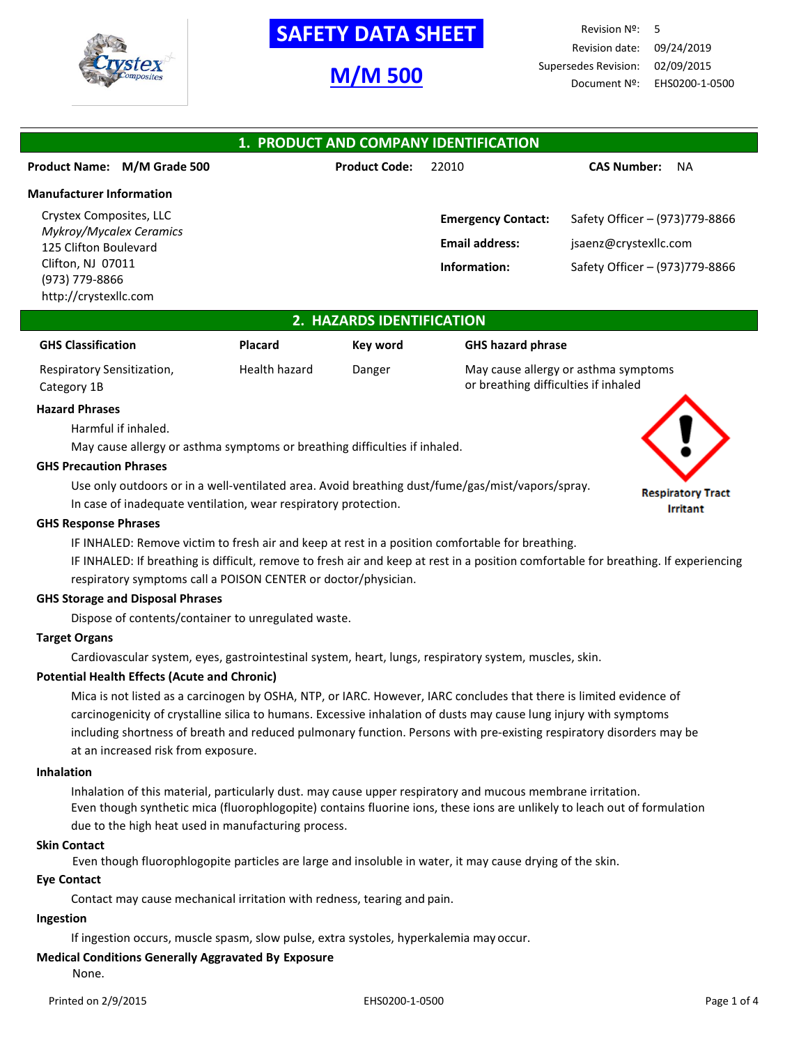# SAFETY DATA SHEET

## M/M 500

| | |
|---|---|
| Revision Nº: | 5 |
| Revision date: | 09/24/2019 |
| Supersedes Revision: | 02/09/2015 |
| Document Nº: | EHS0200-1-0500 |

## 1. PRODUCT AND COMPANY IDENTIFICATION

**Product Name:** M/M Grade 500 **Product Code:** 22010 **CAS Number:** NA

**Manufacturer Information**

Crystex Composites, LLC
*Mykroy/Mycalex Ceramics*
125 Clifton Boulevard
Clifton, NJ 07011
(973) 779-8866
http://crystexllc.com

**Emergency Contact:** Safety Officer – (973)779-8866

**Email address:** jsaenz@crystexllc.com

**Information:** Safety Officer – (973)779-8866

## 2. HAZARDS IDENTIFICATION

| GHS Classification | Placard | Key word | GHS hazard phrase |
|---|---|---|---|
| Respiratory Sensitization, Category 1B | Health hazard | Danger | May cause allergy or asthma symptoms or breathing difficulties if inhaled |

Respiratory Tract Irritant

**Hazard Phrases**

Harmful if inhaled.
May cause allergy or asthma symptoms or breathing difficulties if inhaled.

**GHS Precaution Phrases**

Use only outdoors or in a well-ventilated area. Avoid breathing dust/fume/gas/mist/vapors/spray.
In case of inadequate ventilation, wear respiratory protection.

**GHS Response Phrases**

IF INHALED: Remove victim to fresh air and keep at rest in a position comfortable for breathing.
IF INHALED: If breathing is difficult, remove to fresh air and keep at rest in a position comfortable for breathing. If experiencing respiratory symptoms call a POISON CENTER or doctor/physician.

**GHS Storage and Disposal Phrases**

Dispose of contents/container to unregulated waste.

**Target Organs**

Cardiovascular system, eyes, gastrointestinal system, heart, lungs, respiratory system, muscles, skin.

**Potential Health Effects (Acute and Chronic)**

Mica is not listed as a carcinogen by OSHA, NTP, or IARC. However, IARC concludes that there is limited evidence of carcinogenicity of crystalline silica to humans. Excessive inhalation of dusts may cause lung injury with symptoms including shortness of breath and reduced pulmonary function. Persons with pre-existing respiratory disorders may be at an increased risk from exposure.

**Inhalation**

Inhalation of this material, particularly dust. may cause upper respiratory and mucous membrane irritation.
Even though synthetic mica (fluorophlogopite) contains fluorine ions, these ions are unlikely to leach out of formulation due to the high heat used in manufacturing process.

**Skin Contact**

Even though fluorophlogopite particles are large and insoluble in water, it may cause drying of the skin.

**Eye Contact**

Contact may cause mechanical irritation with redness, tearing and pain.

**Ingestion**

If ingestion occurs, muscle spasm, slow pulse, extra systoles, hyperkalemia may occur.

**Medical Conditions Generally Aggravated By Exposure**

None.

Printed on 2/9/2015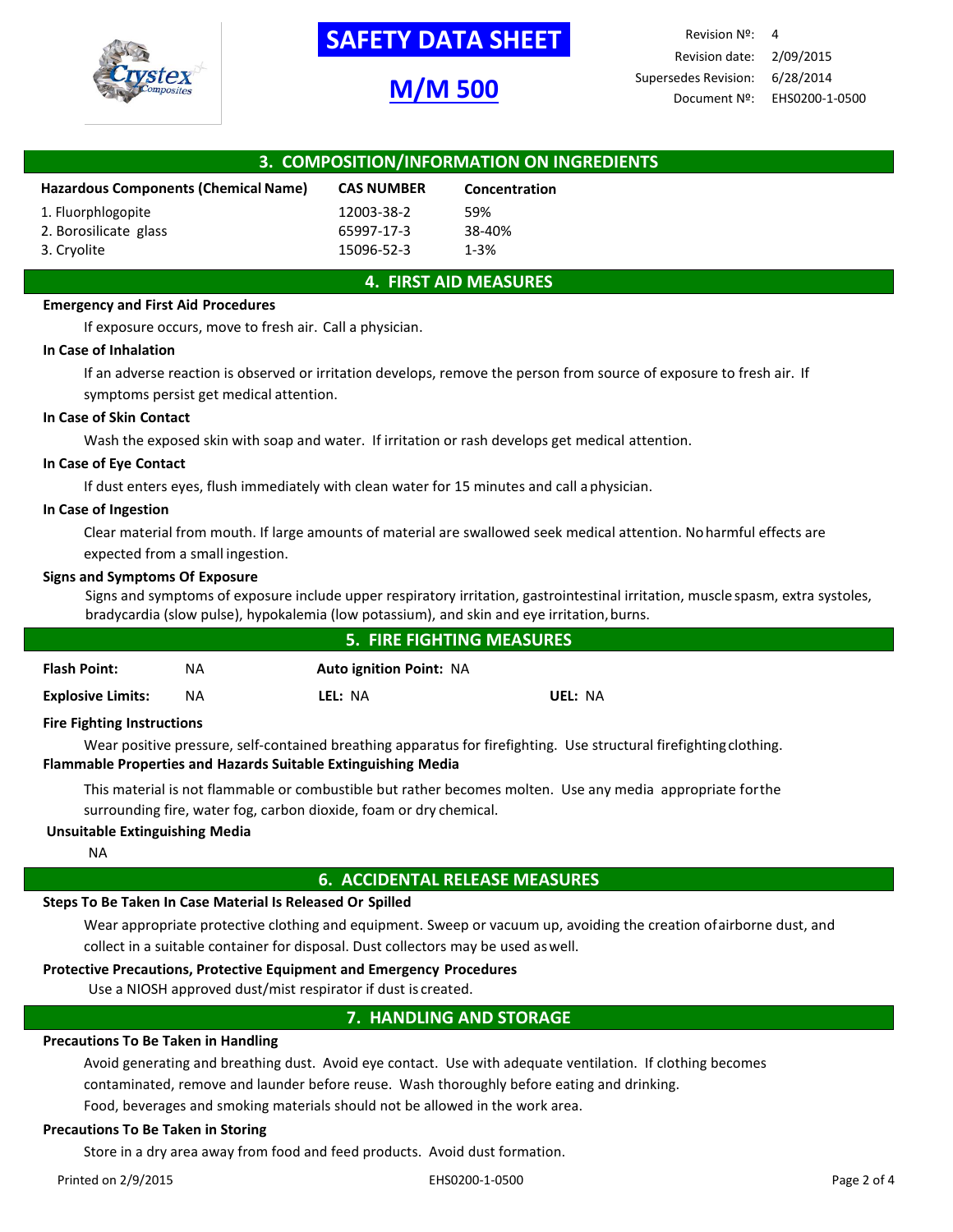# SAFETY DATA SHEET

## M/M 500

| Revision Nº: | 4 |
| --- | --- |
| Revision date: | 2/09/2015 |
| Supersedes Revision: | 6/28/2014 |
| Document Nº: | EHS0200-1-0500 |

## 3. COMPOSITION/INFORMATION ON INGREDIENTS

| Hazardous Components (Chemical Name) | CAS NUMBER | Concentration |
| --- | --- | --- |
| 1. Fluorphlogopite | 12003-38-2 | 59% |
| 2. Borosilicate glass | 65997-17-3 | 38-40% |
| 3. Cryolite | 15096-52-3 | 1-3% |

## 4. FIRST AID MEASURES

**Emergency and First Aid Procedures**

If exposure occurs, move to fresh air. Call a physician.

**In Case of Inhalation**

If an adverse reaction is observed or irritation develops, remove the person from source of exposure to fresh air. If symptoms persist get medical attention.

**In Case of Skin Contact**

Wash the exposed skin with soap and water. If irritation or rash develops get medical attention.

**In Case of Eye Contact**

If dust enters eyes, flush immediately with clean water for 15 minutes and call a physician.

**In Case of Ingestion**

Clear material from mouth. If large amounts of material are swallowed seek medical attention. No harmful effects are expected from a small ingestion.

**Signs and Symptoms Of Exposure**

Signs and symptoms of exposure include upper respiratory irritation, gastrointestinal irritation, muscle spasm, extra systoles, bradycardia (slow pulse), hypokalemia (low potassium), and skin and eye irritation, burns.

## 5. FIRE FIGHTING MEASURES

| | | | |
| --- | --- | --- | --- |
| **Flash Point:** NA | **Auto ignition Point:** NA | | |
| **Explosive Limits:** NA | **LEL:** NA | **UEL:** NA | |

**Fire Fighting Instructions**

Wear positive pressure, self-contained breathing apparatus for firefighting. Use structural firefighting clothing.

**Flammable Properties and Hazards Suitable Extinguishing Media**

This material is not flammable or combustible but rather becomes molten. Use any media appropriate for the surrounding fire, water fog, carbon dioxide, foam or dry chemical.

**Unsuitable Extinguishing Media**

NA

## 6. ACCIDENTAL RELEASE MEASURES

**Steps To Be Taken In Case Material Is Released Or Spilled**

Wear appropriate protective clothing and equipment. Sweep or vacuum up, avoiding the creation of airborne dust, and collect in a suitable container for disposal. Dust collectors may be used as well.

**Protective Precautions, Protective Equipment and Emergency Procedures**

Use a NIOSH approved dust/mist respirator if dust is created.

## 7. HANDLING AND STORAGE

**Precautions To Be Taken in Handling**

Avoid generating and breathing dust. Avoid eye contact. Use with adequate ventilation. If clothing becomes contaminated, remove and launder before reuse. Wash thoroughly before eating and drinking.
Food, beverages and smoking materials should not be allowed in the work area.

**Precautions To Be Taken in Storing**

Store in a dry area away from food and feed products. Avoid dust formation.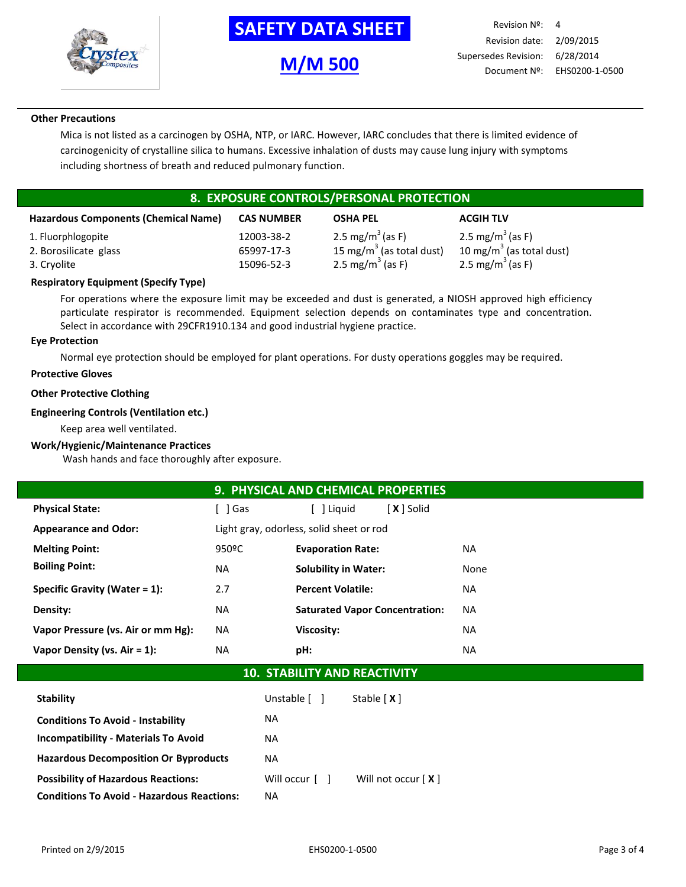**Other Precautions**

Mica is not listed as a carcinogen by OSHA, NTP, or IARC. However, IARC concludes that there is limited evidence of carcinogenicity of crystalline silica to humans. Excessive inhalation of dusts may cause lung injury with symptoms including shortness of breath and reduced pulmonary function.

## 8. EXPOSURE CONTROLS/PERSONAL PROTECTION

| Hazardous Components (Chemical Name) | CAS NUMBER | OSHA PEL | ACGIH TLV |
|---|---|---|---|
| 1. Fluorphlogopite | 12003-38-2 | 2.5 mg/m$^3$ (as F) | 2.5 mg/m$^3$ (as F) |
| 2. Borosilicate glass | 65997-17-3 | 15 mg/m$^3$ (as total dust) | 10 mg/m$^3$ (as total dust) |
| 3. Cryolite | 15096-52-3 | 2.5 mg/m$^3$ (as F) | 2.5 mg/m$^3$ (as F) |

**Respiratory Equipment (Specify Type)**

For operations where the exposure limit may be exceeded and dust is generated, a NIOSH approved high efficiency particulate respirator is recommended. Equipment selection depends on contaminates type and concentration. Select in accordance with 29CFR1910.134 and good industrial hygiene practice.

**Eye Protection**

Normal eye protection should be employed for plant operations. For dusty operations goggles may be required.

**Protective Gloves**

**Other Protective Clothing**

**Engineering Controls (Ventilation etc.)**

Keep area well ventilated.

**Work/Hygienic/Maintenance Practices**

Wash hands and face thoroughly after exposure.

## 9. PHYSICAL AND CHEMICAL PROPERTIES

| | | | |
|---|---|---|---|
| **Physical State:** | [ ] Gas | [ ] Liquid | [ **X** ] Solid |
| **Appearance and Odor:** | Light gray, odorless, solid sheet or rod | | |
| **Melting Point:** | 950ºC | **Evaporation Rate:** | NA |
| **Boiling Point:** | NA | **Solubility in Water:** | None |
| **Specific Gravity (Water = 1):** | 2.7 | **Percent Volatile:** | NA |
| **Density:** | NA | **Saturated Vapor Concentration:** | NA |
| **Vapor Pressure (vs. Air or mm Hg):** | NA | **Viscosity:** | NA |
| **Vapor Density (vs. Air = 1):** | NA | **pH:** | NA |

## 10. STABILITY AND REACTIVITY

| | | |
|---|---|---|
| **Stability** | Unstable [ ] | Stable [ **X** ] |
| **Conditions To Avoid - Instability** | NA | |
| **Incompatibility - Materials To Avoid** | NA | |
| **Hazardous Decomposition Or Byproducts** | NA | |
| **Possibility of Hazardous Reactions:** | Will occur [ ] | Will not occur [ **X** ] |
| **Conditions To Avoid - Hazardous Reactions:** | NA | |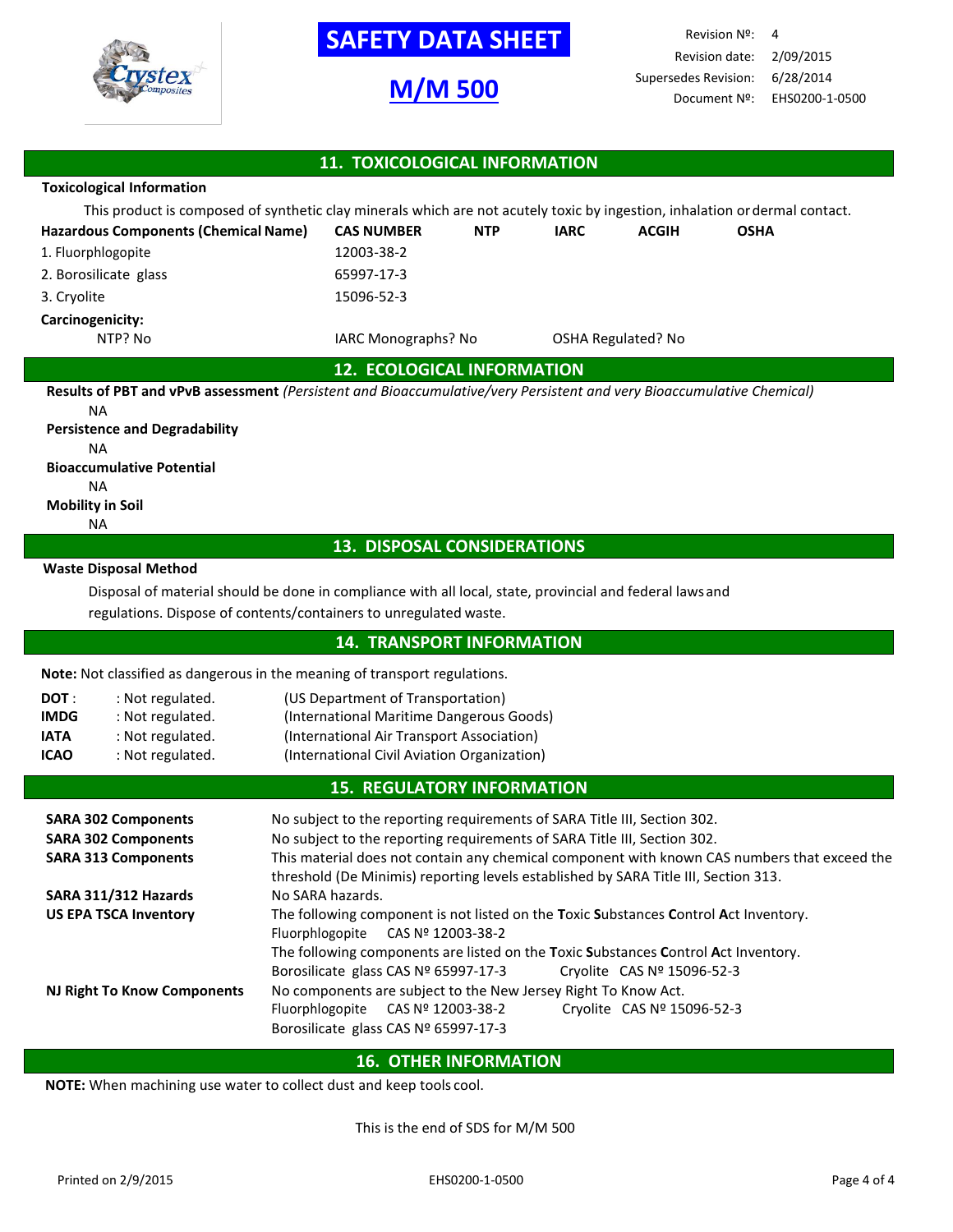## 11. TOXICOLOGICAL INFORMATION

**Toxicological Information**

This product is composed of synthetic clay minerals which are not acutely toxic by ingestion, inhalation or dermal contact.

| Hazardous Components (Chemical Name) | CAS NUMBER | NTP | IARC | ACGIH | OSHA |
|---|---|---|---|---|---|
| 1. Fluorphlogopite | 12003-38-2 | | | | |
| 2. Borosilicate glass | 65997-17-3 | | | | |
| 3. Cryolite | 15096-52-3 | | | | |

**Carcinogenicity:**

NTP? No    IARC Monographs? No    OSHA Regulated? No

## 12. ECOLOGICAL INFORMATION

**Results of PBT and vPvB assessment** *(Persistent and Bioaccumulative/very Persistent and very Bioaccumulative Chemical)*

NA

**Persistence and Degradability**

NA

**Bioaccumulative Potential**

NA

**Mobility in Soil**

NA

## 13. DISPOSAL CONSIDERATIONS

**Waste Disposal Method**

Disposal of material should be done in compliance with all local, state, provincial and federal laws and regulations. Dispose of contents/containers to unregulated waste.

## 14. TRANSPORT INFORMATION

**Note:** Not classified as dangerous in the meaning of transport regulations.

| | | |
|---|---|---|
| **DOT** : | : Not regulated. | (US Department of Transportation) |
| **IMDG** | : Not regulated. | (International Maritime Dangerous Goods) |
| **IATA** | : Not regulated. | (International Air Transport Association) |
| **ICAO** | : Not regulated. | (International Civil Aviation Organization) |

## 15. REGULATORY INFORMATION

| | |
|---|---|
| **SARA 302 Components** | No subject to the reporting requirements of SARA Title III, Section 302. |
| **SARA 302 Components** | No subject to the reporting requirements of SARA Title III, Section 302. |
| **SARA 313 Components** | This material does not contain any chemical component with known CAS numbers that exceed the threshold (De Minimis) reporting levels established by SARA Title III, Section 313. |
| **SARA 311/312 Hazards** | No SARA hazards. |
| **US EPA TSCA Inventory** | The following component is not listed on the **T**oxic **S**ubstances **C**ontrol **A**ct Inventory. Fluorphlogopite CAS Nº 12003-38-2 The following components are listed on the **T**oxic **S**ubstances **C**ontrol **A**ct Inventory. Borosilicate glass CAS Nº 65997-17-3 Cryolite CAS Nº 15096-52-3 |
| **NJ Right To Know Components** | No components are subject to the New Jersey Right To Know Act. Fluorphlogopite CAS Nº 12003-38-2 Cryolite CAS Nº 15096-52-3 Borosilicate glass CAS Nº 65997-17-3 |

## 16. OTHER INFORMATION

**NOTE:** When machining use water to collect dust and keep tools cool.

This is the end of SDS for M/M 500